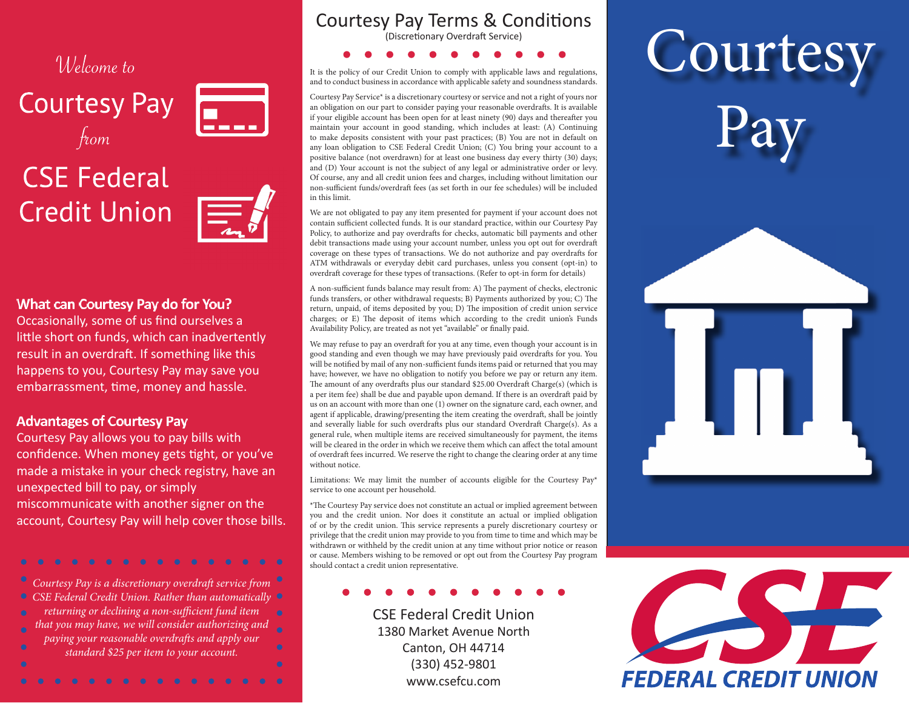*Welcome to*

# Courtesy Pay

*from*

# CSE Federal Credit Union

## What can Courtesy Pay do for You?

Occasionally, some of us find ourselves a little short on funds, which can inadvertently result in an overdraft. If something like this happens to you, Courtesy Pay may save you embarrassment, time, money and hassle.

## Advantages of Courtesy Pay

Courtesy Pay allows you to pay bills with confidence. When money gets tight, or you've made a mistake in your check registry, have an unexpected bill to pay, or simply miscommunicate with another signer on the account, Courtesy Pay will help cover those bills.

*Courtesy Pay is a discretionary overdraft service from CSE Federal Credit Union. Rather than automatically returning or declining a non-sufficient fund item that you may have, we will consider authorizing and paying your reasonable overdrafts and apply our standard $25 per item to your account.*

## Courtesy Pay Terms & Conditions

(Discretionary Overdraft Service)

It is the policy of our Credit Union to comply with applicable laws and regulations, and to conduct business in accordance with applicable safety and soundness standards.

Courtesy Pay Service* is a discretionary courtesy or service and not a right of yours nor an obligation on our part to consider paying your reasonable overdrafts. It is available if your eligible account has been open for at least ninety (90) days and thereafter you maintain your account in good standing, which includes at least: (A) Continuing to make deposits consistent with your past practices; (B) You are not in default on any loan obligation to CSE Federal Credit Union; (C) You bring your account to a positive balance (not overdrawn) for at least one business day every thirty (30) days; and (D) Your account is not the subject of any legal or administrative order or levy. Of course, any and all credit union fees and charges, including without limitation our non-sufficient funds/overdraft fees (as set forth in our fee schedules) will be included in this limit.

We are not obligated to pay any item presented for payment if your account does not contain sufficient collected funds. It is our standard practice, within our Courtesy Pay Policy, to authorize and pay overdrafts for checks, automatic bill payments and other debit transactions made using your account number, unless you opt out for overdraft coverage on these types of transactions. We do not authorize and pay overdrafts for ATM withdrawals or everyday debit card purchases, unless you consent (opt-in) to overdraft coverage for these types of transactions. (Refer to opt-in form for details)

A non-sufficient funds balance may result from: A) The payment of checks, electronic funds transfers, or other withdrawal requests; B) Payments authorized by you; C) The return, unpaid, of items deposited by you; D) The imposition of credit union service charges; or E) The deposit of items which according to the credit union's Funds Availability Policy, are treated as not yet "available" or finally paid.

We may refuse to pay an overdraft for you at any time, even though your account is in good standing and even though we may have previously paid overdrafts for you. You will be notified by mail of any non-sufficient funds items paid or returned that you may have; however, we have no obligation to notify you before we pay or return any item. The amount of any overdrafts plus our standard $25.00 Overdraft Charge(s) (which is a per item fee) shall be due and payable upon demand. If there is an overdraft paid by us on an account with more than one (1) owner on the signature card, each owner, and agent if applicable, drawing/presenting the item creating the overdraft, shall be jointly and severally liable for such overdrafts plus our standard Overdraft Charge(s). As a general rule, when multiple items are received simultaneously for payment, the items will be cleared in the order in which we receive them which can affect the total amount of overdraft fees incurred. We reserve the right to change the clearing order at any time without notice.

Limitations: We may limit the number of accounts eligible for the Courtesy Pay* service to one account per household.

*The Courtesy Pay service does not constitute an actual or implied agreement between you and the credit union. Nor does it constitute an actual or implied obligation of or by the credit union. This service represents a purely discretionary courtesy or privilege that the credit union may provide to you from time to time and which may be withdrawn or withheld by the credit union at any time without prior notice or reason or cause. Members wishing to be removed or opt out from the Courtesy Pay program should contact a credit union representative.

CSE Federal Credit Union
1380 Market Avenue North
Canton, OH 44714
(330) 452-9801
www.csefcu.com

# Courtesy Pay

CSE FEDERAL CREDIT UNION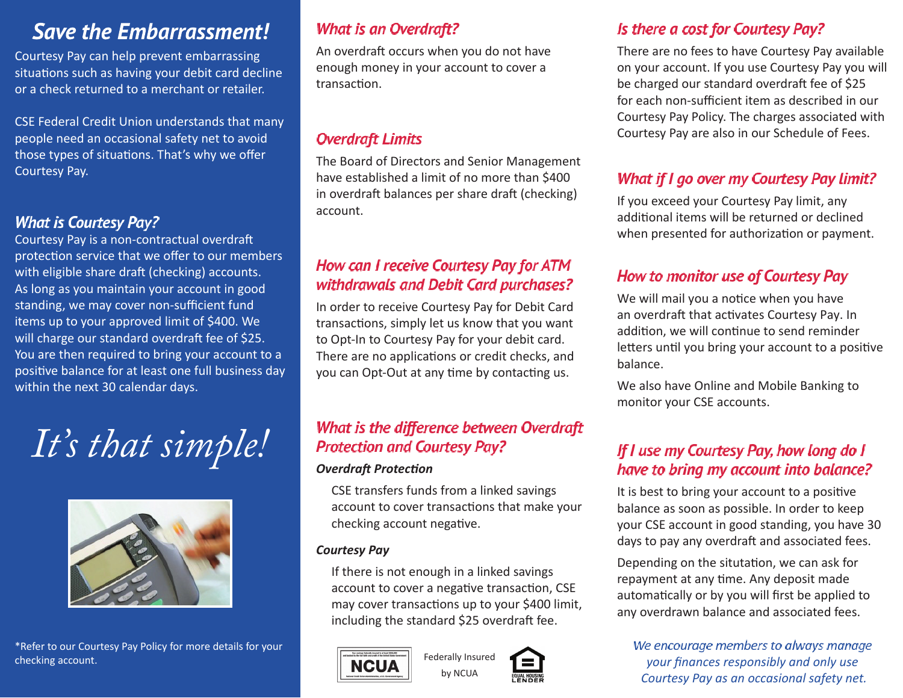## Save the Embarrassment!

Courtesy Pay can help prevent embarrassing situations such as having your debit card decline or a check returned to a merchant or retailer.

CSE Federal Credit Union understands that many people need an occasional safety net to avoid those types of situations. That's why we offer Courtesy Pay.

### What is Courtesy Pay?

Courtesy Pay is a non-contractual overdraft protection service that we offer to our members with eligible share draft (checking) accounts. As long as you maintain your account in good standing, we may cover non-sufficient fund items up to your approved limit of $400. We will charge our standard overdraft fee of $25. You are then required to bring your account to a positive balance for at least one full business day within the next 30 calendar days.

*It's that simple!*

*Refer to our Courtesy Pay Policy for more details for your checking account.

### What is an Overdraft?

An overdraft occurs when you do not have enough money in your account to cover a transaction.

### Overdraft Limits

The Board of Directors and Senior Management have established a limit of no more than $400 in overdraft balances per share draft (checking) account.

### How can I receive Courtesy Pay for ATM withdrawals and Debit Card purchases?

In order to receive Courtesy Pay for Debit Card transactions, simply let us know that you want to Opt-In to Courtesy Pay for your debit card. There are no applications or credit checks, and you can Opt-Out at any time by contacting us.

### What is the difference between Overdraft Protection and Courtesy Pay?

***Overdraft Protection***

CSE transfers funds from a linked savings account to cover transactions that make your checking account negative.

***Courtesy Pay***

If there is not enough in a linked savings account to cover a negative transaction, CSE may cover transactions up to your $400 limit, including the standard $25 overdraft fee.

NCUA

Federally Insured by NCUA

EQUAL HOUSING LENDER

### Is there a cost for Courtesy Pay?

There are no fees to have Courtesy Pay available on your account. If you use Courtesy Pay you will be charged our standard overdraft fee of $25 for each non-sufficient item as described in our Courtesy Pay Policy. The charges associated with Courtesy Pay are also in our Schedule of Fees.

### What if I go over my Courtesy Pay limit?

If you exceed your Courtesy Pay limit, any additional items will be returned or declined when presented for authorization or payment.

### How to monitor use of Courtesy Pay

We will mail you a notice when you have an overdraft that activates Courtesy Pay. In addition, we will continue to send reminder letters until you bring your account to a positive balance.

We also have Online and Mobile Banking to monitor your CSE accounts.

### If I use my Courtesy Pay, how long do I have to bring my account into balance?

It is best to bring your account to a positive balance as soon as possible. In order to keep your CSE account in good standing, you have 30 days to pay any overdraft and associated fees.

Depending on the situtation, we can ask for repayment at any time. Any deposit made automatically or by you will first be applied to any overdrawn balance and associated fees.

*We encourage members to always manage your finances responsibly and only use Courtesy Pay as an occasional safety net.*